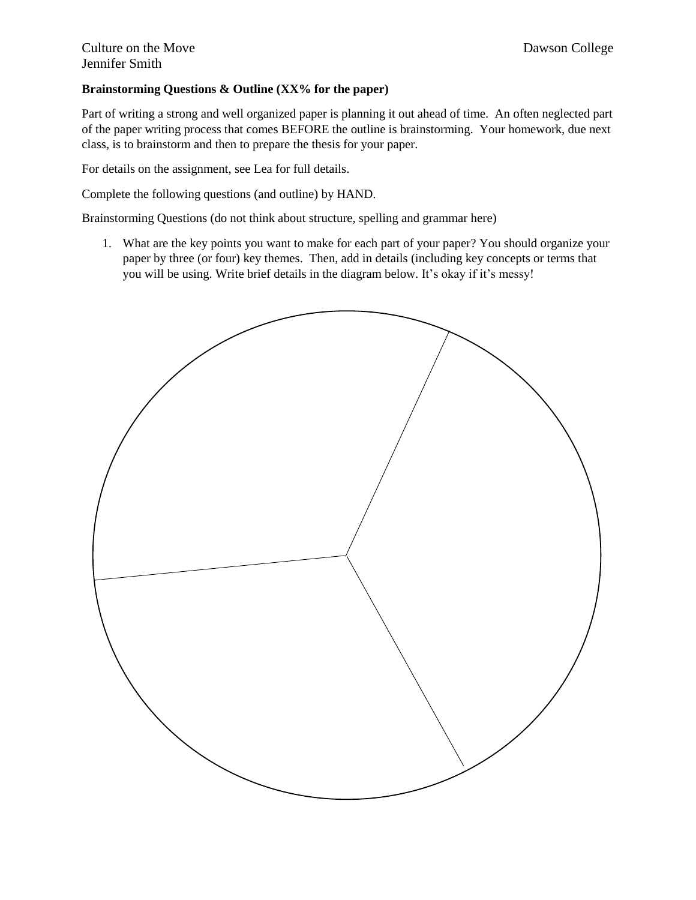Culture on the Move
Jennifer Smith

Dawson College

**Brainstorming Questions & Outline (XX% for the paper)**

Part of writing a strong and well organized paper is planning it out ahead of time. An often neglected part of the paper writing process that comes BEFORE the outline is brainstorming. Your homework, due next class, is to brainstorm and then to prepare the thesis for your paper.

For details on the assignment, see Lea for full details.

Complete the following questions (and outline) by HAND.

Brainstorming Questions (do not think about structure, spelling and grammar here)

1. What are the key points you want to make for each part of your paper? You should organize your paper by three (or four) key themes. Then, add in details (including key concepts or terms that you will be using. Write brief details in the diagram below. It's okay if it's messy!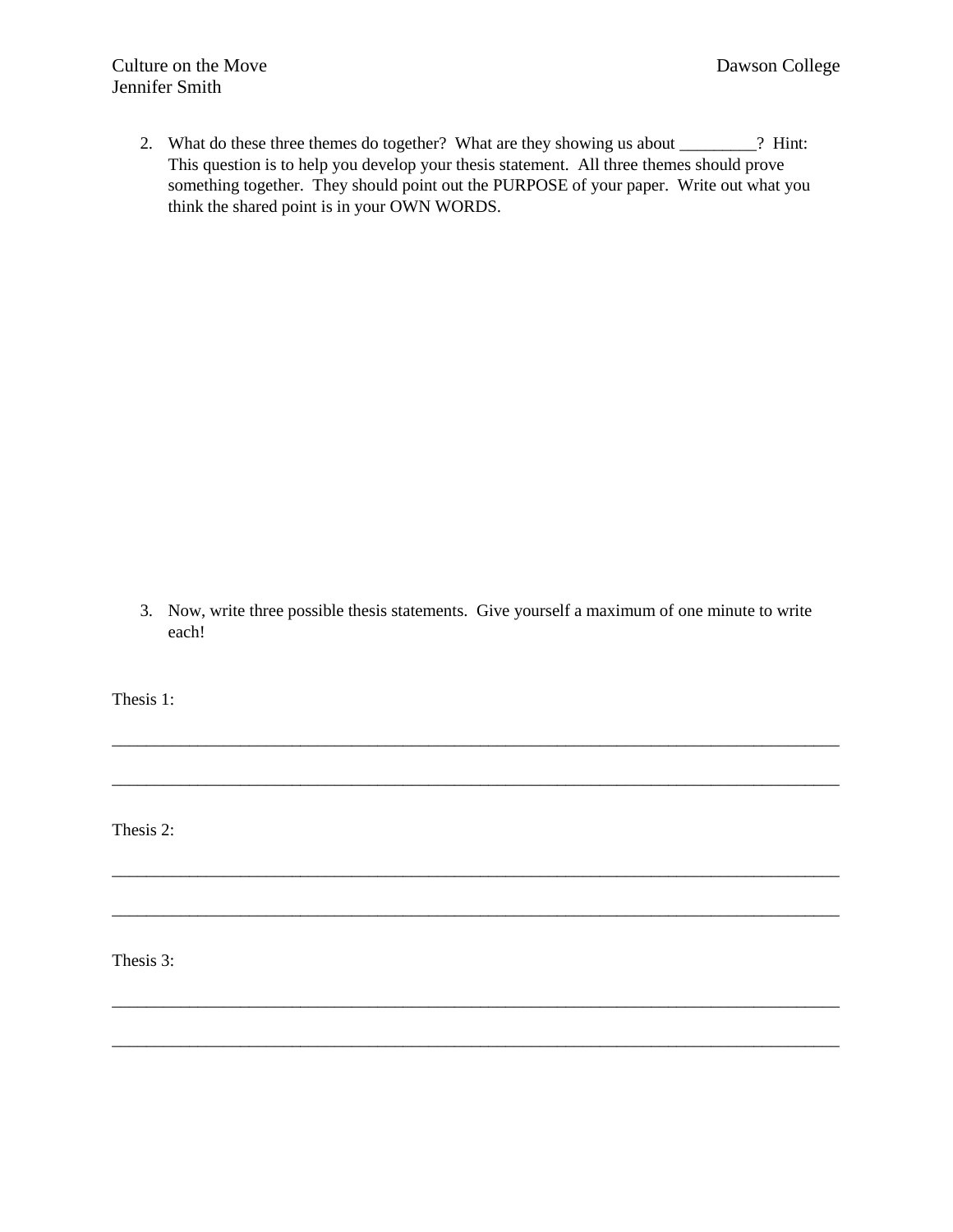2. What do these three themes do together? What are they showing us about _________? Hint: This question is to help you develop your thesis statement. All three themes should prove something together. They should point out the PURPOSE of your paper. Write out what you think the shared point is in your OWN WORDS.

3. Now, write three possible thesis statements. Give yourself a maximum of one minute to write each!

Thesis 1:

______________________________________________________________________________

______________________________________________________________________________

Thesis 2:

______________________________________________________________________________

______________________________________________________________________________

Thesis 3:

______________________________________________________________________________

______________________________________________________________________________